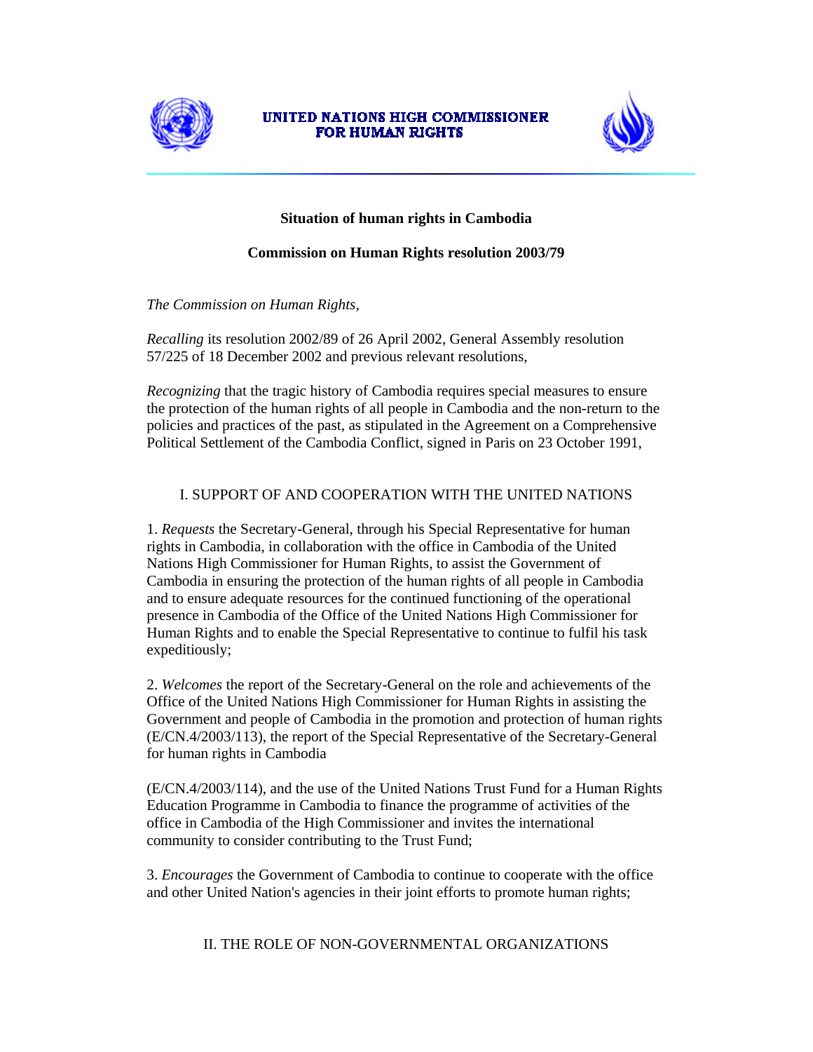UNITED NATIONS HIGH COMMISSIONER FOR HUMAN RIGHTS

**Situation of human rights in Cambodia**

**Commission on Human Rights resolution 2003/79**

*The Commission on Human Rights*,

*Recalling* its resolution 2002/89 of 26 April 2002, General Assembly resolution 57/225 of 18 December 2002 and previous relevant resolutions,

*Recognizing* that the tragic history of Cambodia requires special measures to ensure the protection of the human rights of all people in Cambodia and the non-return to the policies and practices of the past, as stipulated in the Agreement on a Comprehensive Political Settlement of the Cambodia Conflict, signed in Paris on 23 October 1991,

## I. SUPPORT OF AND COOPERATION WITH THE UNITED NATIONS

1. *Requests* the Secretary-General, through his Special Representative for human rights in Cambodia, in collaboration with the office in Cambodia of the United Nations High Commissioner for Human Rights, to assist the Government of Cambodia in ensuring the protection of the human rights of all people in Cambodia and to ensure adequate resources for the continued functioning of the operational presence in Cambodia of the Office of the United Nations High Commissioner for Human Rights and to enable the Special Representative to continue to fulfil his task expeditiously;

2. *Welcomes* the report of the Secretary-General on the role and achievements of the Office of the United Nations High Commissioner for Human Rights in assisting the Government and people of Cambodia in the promotion and protection of human rights (E/CN.4/2003/113), the report of the Special Representative of the Secretary-General for human rights in Cambodia (E/CN.4/2003/114), and the use of the United Nations Trust Fund for a Human Rights Education Programme in Cambodia to finance the programme of activities of the office in Cambodia of the High Commissioner and invites the international community to consider contributing to the Trust Fund;

3. *Encourages* the Government of Cambodia to continue to cooperate with the office and other United Nation's agencies in their joint efforts to promote human rights;

## II. THE ROLE OF NON-GOVERNMENTAL ORGANIZATIONS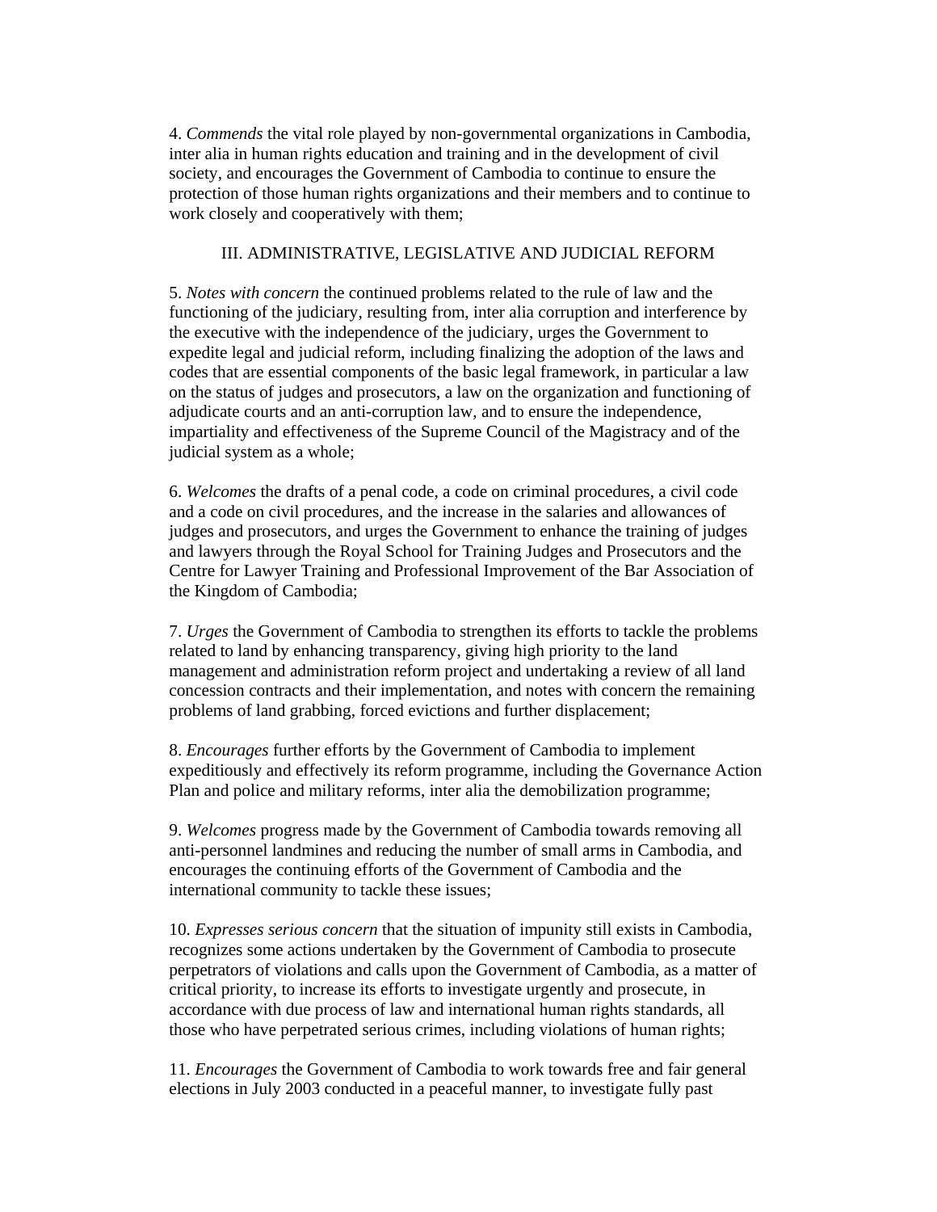4. *Commends* the vital role played by non-governmental organizations in Cambodia, inter alia in human rights education and training and in the development of civil society, and encourages the Government of Cambodia to continue to ensure the protection of those human rights organizations and their members and to continue to work closely and cooperatively with them;

## III. ADMINISTRATIVE, LEGISLATIVE AND JUDICIAL REFORM

5. *Notes with concern* the continued problems related to the rule of law and the functioning of the judiciary, resulting from, inter alia corruption and interference by the executive with the independence of the judiciary, urges the Government to expedite legal and judicial reform, including finalizing the adoption of the laws and codes that are essential components of the basic legal framework, in particular a law on the status of judges and prosecutors, a law on the organization and functioning of adjudicate courts and an anti-corruption law, and to ensure the independence, impartiality and effectiveness of the Supreme Council of the Magistracy and of the judicial system as a whole;

6. *Welcomes* the drafts of a penal code, a code on criminal procedures, a civil code and a code on civil procedures, and the increase in the salaries and allowances of judges and prosecutors, and urges the Government to enhance the training of judges and lawyers through the Royal School for Training Judges and Prosecutors and the Centre for Lawyer Training and Professional Improvement of the Bar Association of the Kingdom of Cambodia;

7. *Urges* the Government of Cambodia to strengthen its efforts to tackle the problems related to land by enhancing transparency, giving high priority to the land management and administration reform project and undertaking a review of all land concession contracts and their implementation, and notes with concern the remaining problems of land grabbing, forced evictions and further displacement;

8. *Encourages* further efforts by the Government of Cambodia to implement expeditiously and effectively its reform programme, including the Governance Action Plan and police and military reforms, inter alia the demobilization programme;

9. *Welcomes* progress made by the Government of Cambodia towards removing all anti-personnel landmines and reducing the number of small arms in Cambodia, and encourages the continuing efforts of the Government of Cambodia and the international community to tackle these issues;

10. *Expresses serious concern* that the situation of impunity still exists in Cambodia, recognizes some actions undertaken by the Government of Cambodia to prosecute perpetrators of violations and calls upon the Government of Cambodia, as a matter of critical priority, to increase its efforts to investigate urgently and prosecute, in accordance with due process of law and international human rights standards, all those who have perpetrated serious crimes, including violations of human rights;

11. *Encourages* the Government of Cambodia to work towards free and fair general elections in July 2003 conducted in a peaceful manner, to investigate fully past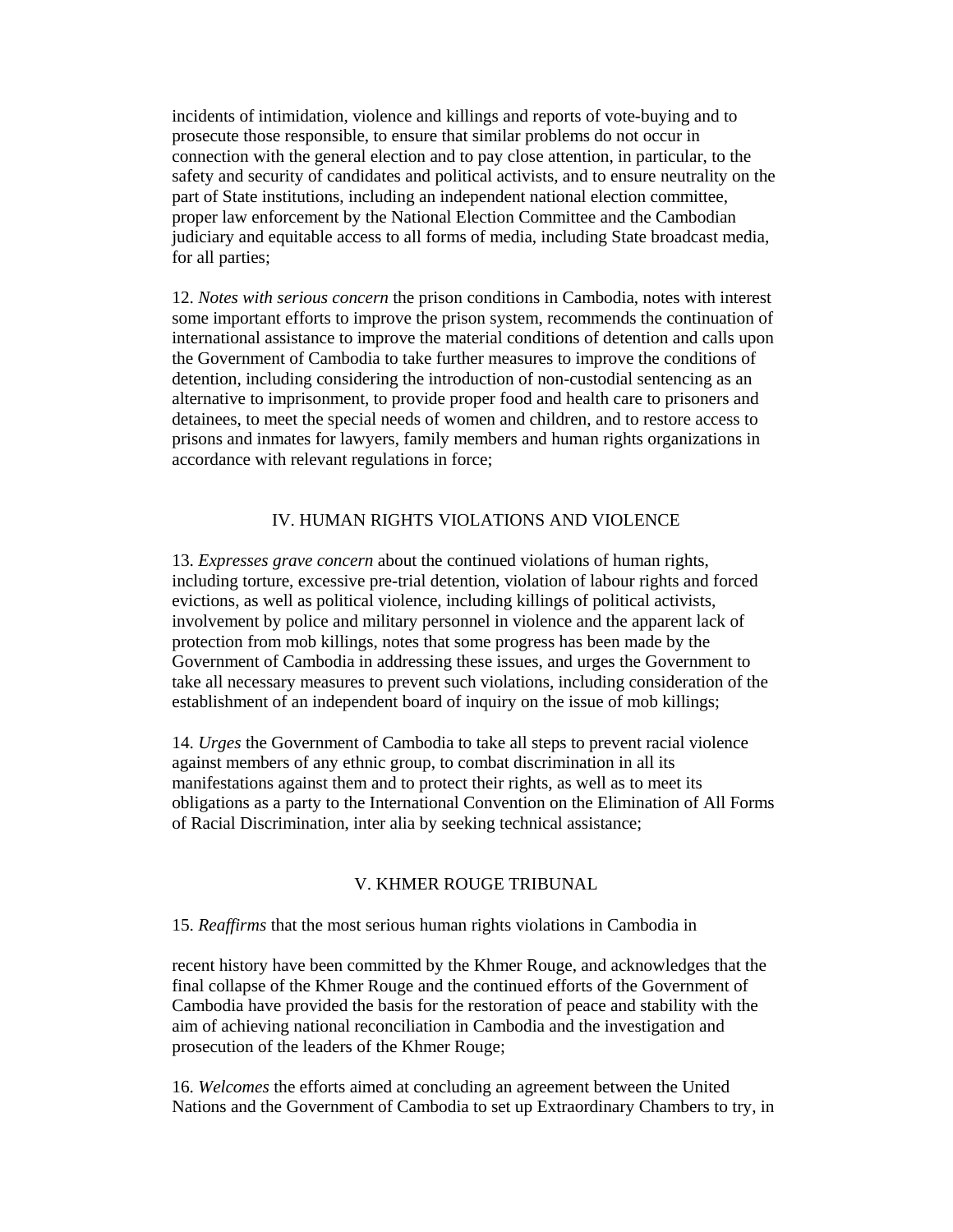incidents of intimidation, violence and killings and reports of vote-buying and to prosecute those responsible, to ensure that similar problems do not occur in connection with the general election and to pay close attention, in particular, to the safety and security of candidates and political activists, and to ensure neutrality on the part of State institutions, including an independent national election committee, proper law enforcement by the National Election Committee and the Cambodian judiciary and equitable access to all forms of media, including State broadcast media, for all parties;

12. *Notes with serious concern* the prison conditions in Cambodia, notes with interest some important efforts to improve the prison system, recommends the continuation of international assistance to improve the material conditions of detention and calls upon the Government of Cambodia to take further measures to improve the conditions of detention, including considering the introduction of non-custodial sentencing as an alternative to imprisonment, to provide proper food and health care to prisoners and detainees, to meet the special needs of women and children, and to restore access to prisons and inmates for lawyers, family members and human rights organizations in accordance with relevant regulations in force;

## IV. HUMAN RIGHTS VIOLATIONS AND VIOLENCE

13. *Expresses grave concern* about the continued violations of human rights, including torture, excessive pre-trial detention, violation of labour rights and forced evictions, as well as political violence, including killings of political activists, involvement by police and military personnel in violence and the apparent lack of protection from mob killings, notes that some progress has been made by the Government of Cambodia in addressing these issues, and urges the Government to take all necessary measures to prevent such violations, including consideration of the establishment of an independent board of inquiry on the issue of mob killings;

14. *Urges* the Government of Cambodia to take all steps to prevent racial violence against members of any ethnic group, to combat discrimination in all its manifestations against them and to protect their rights, as well as to meet its obligations as a party to the International Convention on the Elimination of All Forms of Racial Discrimination, inter alia by seeking technical assistance;

## V. KHMER ROUGE TRIBUNAL

15. *Reaffirms* that the most serious human rights violations in Cambodia in recent history have been committed by the Khmer Rouge, and acknowledges that the final collapse of the Khmer Rouge and the continued efforts of the Government of Cambodia have provided the basis for the restoration of peace and stability with the aim of achieving national reconciliation in Cambodia and the investigation and prosecution of the leaders of the Khmer Rouge;

16. *Welcomes* the efforts aimed at concluding an agreement between the United Nations and the Government of Cambodia to set up Extraordinary Chambers to try, in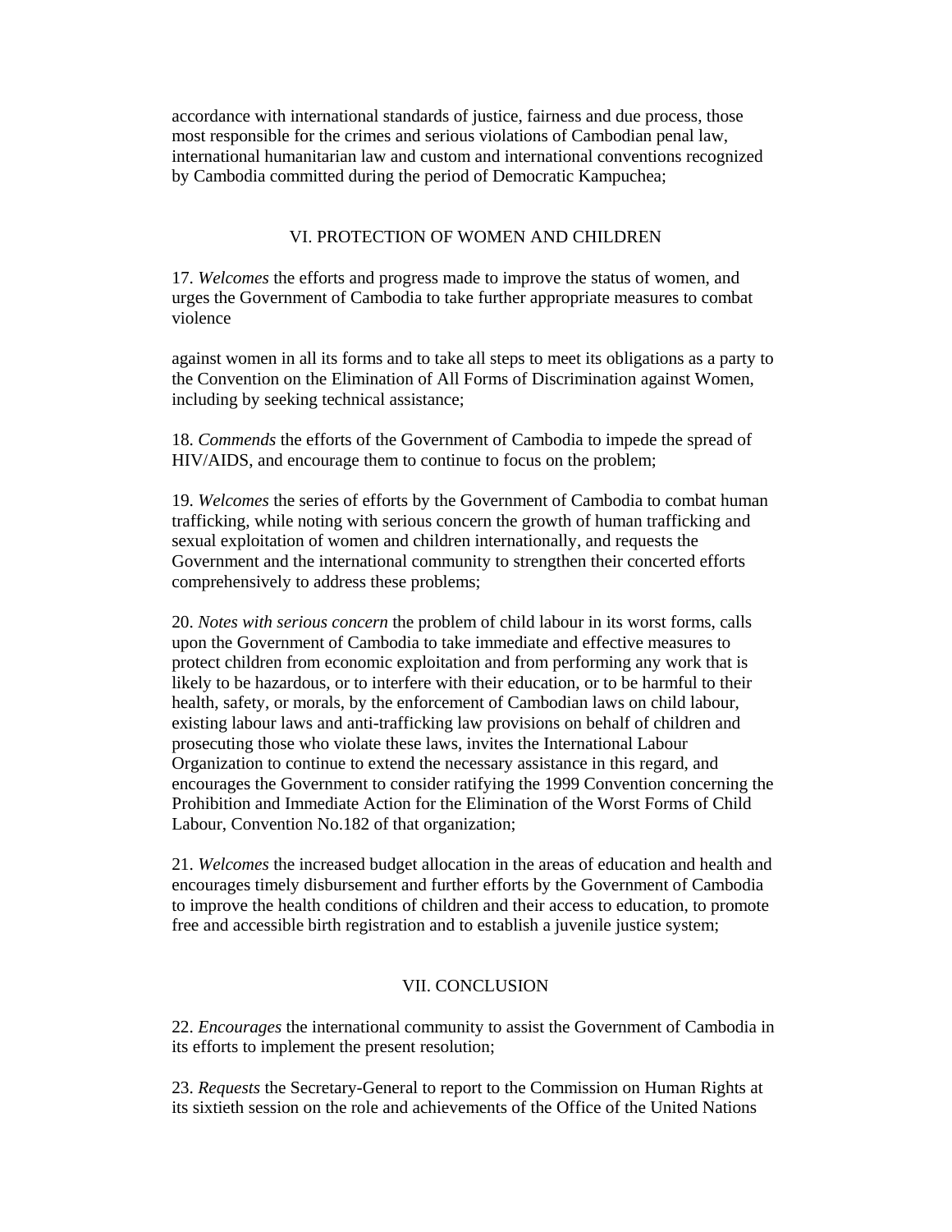accordance with international standards of justice, fairness and due process, those most responsible for the crimes and serious violations of Cambodian penal law, international humanitarian law and custom and international conventions recognized by Cambodia committed during the period of Democratic Kampuchea;

## VI. PROTECTION OF WOMEN AND CHILDREN

17. *Welcomes* the efforts and progress made to improve the status of women, and urges the Government of Cambodia to take further appropriate measures to combat violence

against women in all its forms and to take all steps to meet its obligations as a party to the Convention on the Elimination of All Forms of Discrimination against Women, including by seeking technical assistance;

18. *Commends* the efforts of the Government of Cambodia to impede the spread of HIV/AIDS, and encourage them to continue to focus on the problem;

19. *Welcomes* the series of efforts by the Government of Cambodia to combat human trafficking, while noting with serious concern the growth of human trafficking and sexual exploitation of women and children internationally, and requests the Government and the international community to strengthen their concerted efforts comprehensively to address these problems;

20. *Notes with serious concern* the problem of child labour in its worst forms, calls upon the Government of Cambodia to take immediate and effective measures to protect children from economic exploitation and from performing any work that is likely to be hazardous, or to interfere with their education, or to be harmful to their health, safety, or morals, by the enforcement of Cambodian laws on child labour, existing labour laws and anti-trafficking law provisions on behalf of children and prosecuting those who violate these laws, invites the International Labour Organization to continue to extend the necessary assistance in this regard, and encourages the Government to consider ratifying the 1999 Convention concerning the Prohibition and Immediate Action for the Elimination of the Worst Forms of Child Labour, Convention No.182 of that organization;

21. *Welcomes* the increased budget allocation in the areas of education and health and encourages timely disbursement and further efforts by the Government of Cambodia to improve the health conditions of children and their access to education, to promote free and accessible birth registration and to establish a juvenile justice system;

## VII. CONCLUSION

22. *Encourages* the international community to assist the Government of Cambodia in its efforts to implement the present resolution;

23. *Requests* the Secretary-General to report to the Commission on Human Rights at its sixtieth session on the role and achievements of the Office of the United Nations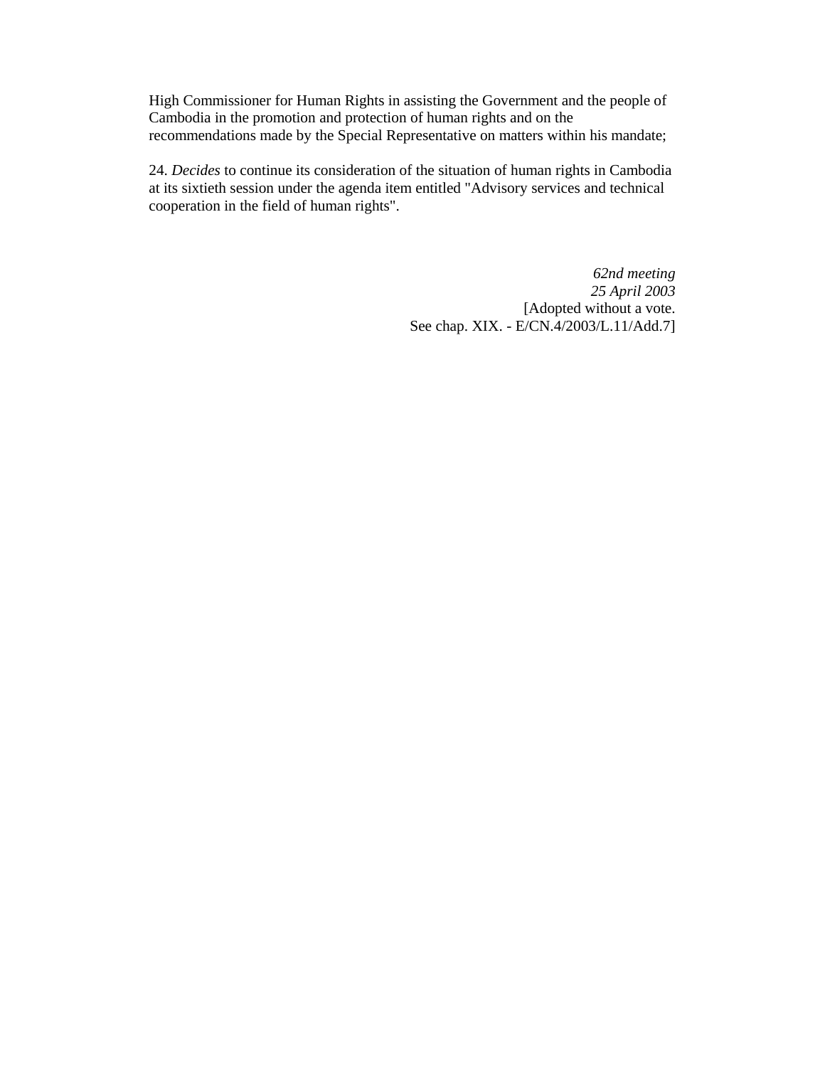High Commissioner for Human Rights in assisting the Government and the people of Cambodia in the promotion and protection of human rights and on the recommendations made by the Special Representative on matters within his mandate;

24. *Decides* to continue its consideration of the situation of human rights in Cambodia at its sixtieth session under the agenda item entitled "Advisory services and technical cooperation in the field of human rights".

*62nd meeting*
*25 April 2003*
[Adopted without a vote.
See chap. XIX. - E/CN.4/2003/L.11/Add.7]